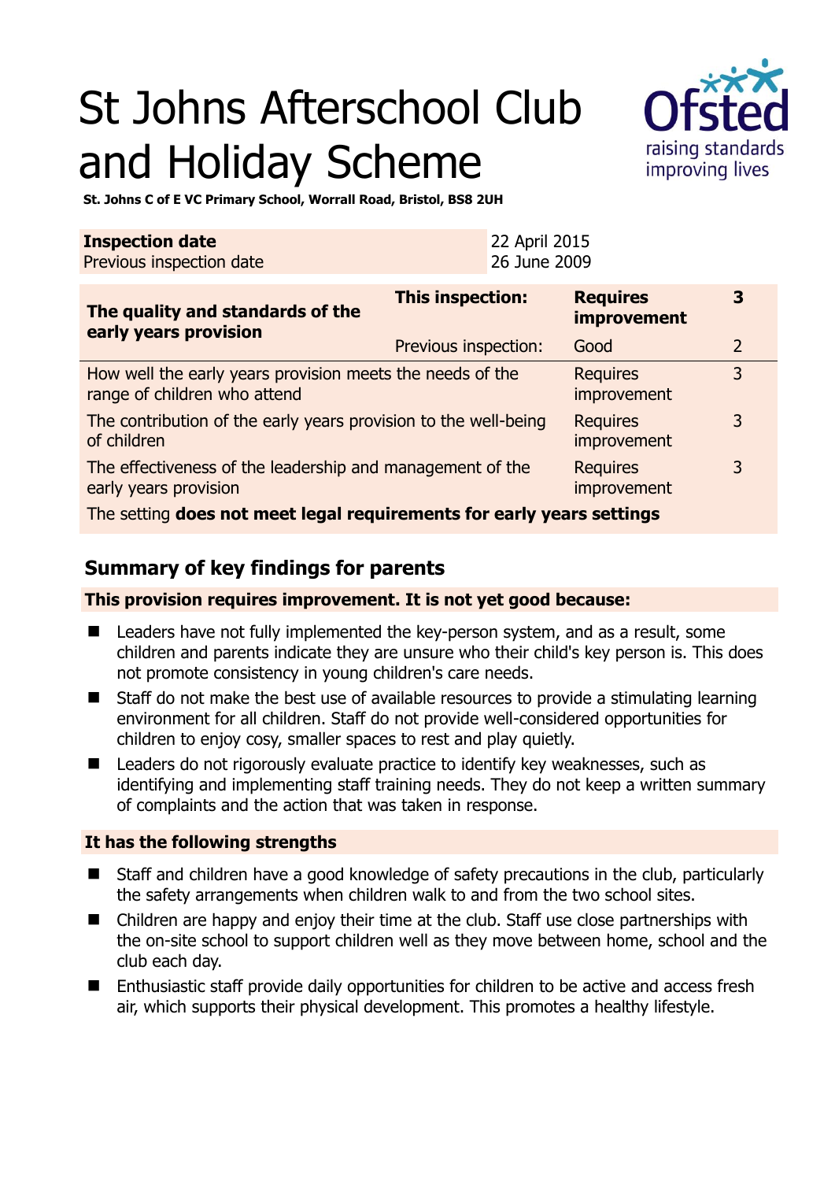# St Johns Afterschool Club and Holiday Scheme

**St. Johns C of E VC Primary School, Worrall Road, Bristol, BS8 2UH**

| **Inspection date** | 22 April 2015 |
|---|---|
| Previous inspection date | 26 June 2009 |

| **The quality and standards of the early years provision** | **This inspection:** | **Requires improvement** | **3** |
|---|---|---|---|
| | Previous inspection: | Good | 2 |
| How well the early years provision meets the needs of the range of children who attend | | Requires improvement | 3 |
| The contribution of the early years provision to the well-being of children | | Requires improvement | 3 |
| The effectiveness of the leadership and management of the early years provision | | Requires improvement | 3 |
| The setting **does not meet legal requirements for early years settings** | | | |

## Summary of key findings for parents

**This provision requires improvement. It is not yet good because:**

- Leaders have not fully implemented the key-person system, and as a result, some children and parents indicate they are unsure who their child's key person is. This does not promote consistency in young children's care needs.
- Staff do not make the best use of available resources to provide a stimulating learning environment for all children. Staff do not provide well-considered opportunities for children to enjoy cosy, smaller spaces to rest and play quietly.
- Leaders do not rigorously evaluate practice to identify key weaknesses, such as identifying and implementing staff training needs. They do not keep a written summary of complaints and the action that was taken in response.

**It has the following strengths**

- Staff and children have a good knowledge of safety precautions in the club, particularly the safety arrangements when children walk to and from the two school sites.
- Children are happy and enjoy their time at the club. Staff use close partnerships with the on-site school to support children well as they move between home, school and the club each day.
- Enthusiastic staff provide daily opportunities for children to be active and access fresh air, which supports their physical development. This promotes a healthy lifestyle.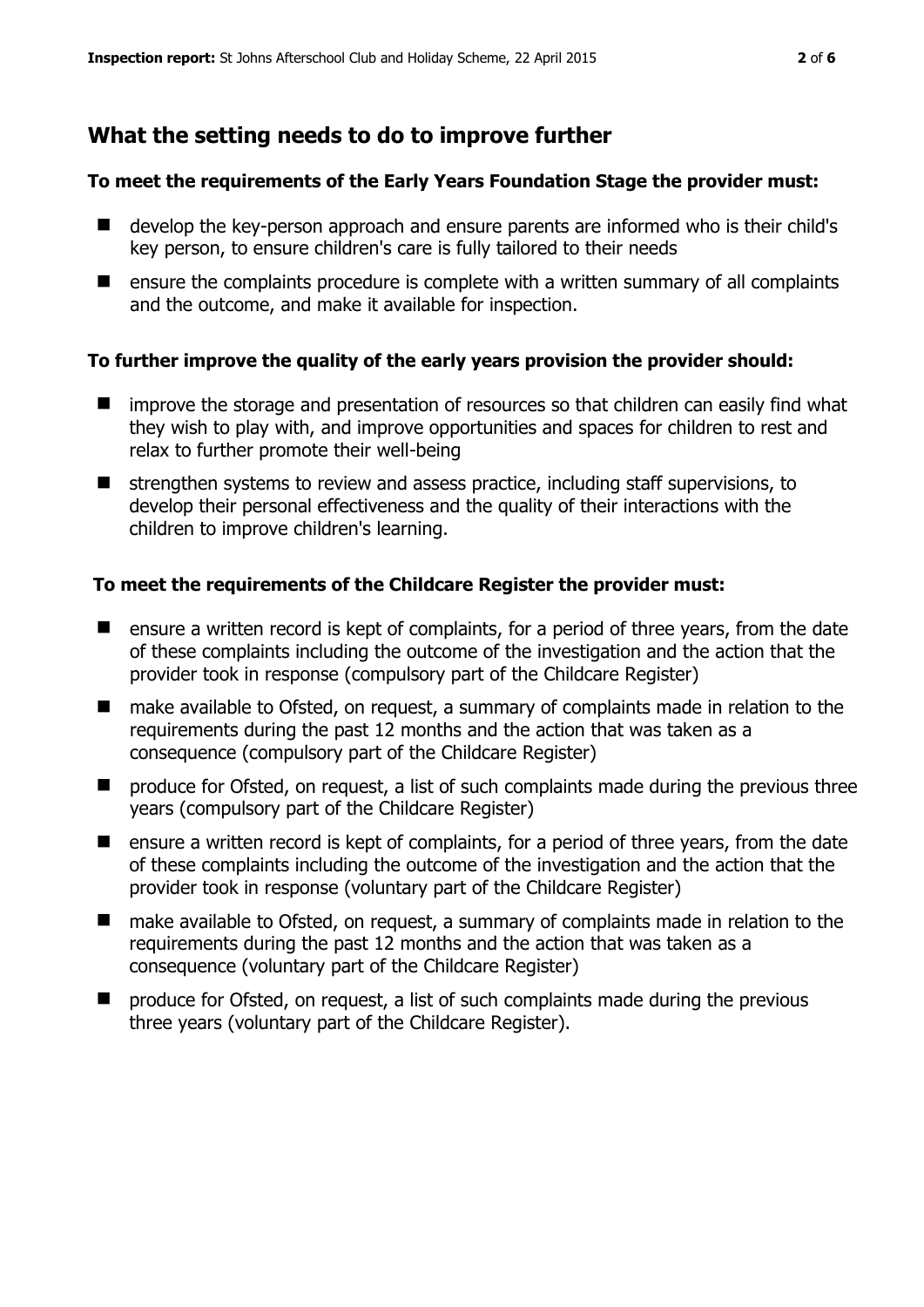## What the setting needs to do to improve further

**To meet the requirements of the Early Years Foundation Stage the provider must:**

- develop the key-person approach and ensure parents are informed who is their child's key person, to ensure children's care is fully tailored to their needs
- ensure the complaints procedure is complete with a written summary of all complaints and the outcome, and make it available for inspection.

**To further improve the quality of the early years provision the provider should:**

- improve the storage and presentation of resources so that children can easily find what they wish to play with, and improve opportunities and spaces for children to rest and relax to further promote their well-being
- strengthen systems to review and assess practice, including staff supervisions, to develop their personal effectiveness and the quality of their interactions with the children to improve children's learning.

**To meet the requirements of the Childcare Register the provider must:**

- ensure a written record is kept of complaints, for a period of three years, from the date of these complaints including the outcome of the investigation and the action that the provider took in response (compulsory part of the Childcare Register)
- make available to Ofsted, on request, a summary of complaints made in relation to the requirements during the past 12 months and the action that was taken as a consequence (compulsory part of the Childcare Register)
- produce for Ofsted, on request, a list of such complaints made during the previous three years (compulsory part of the Childcare Register)
- ensure a written record is kept of complaints, for a period of three years, from the date of these complaints including the outcome of the investigation and the action that the provider took in response (voluntary part of the Childcare Register)
- make available to Ofsted, on request, a summary of complaints made in relation to the requirements during the past 12 months and the action that was taken as a consequence (voluntary part of the Childcare Register)
- produce for Ofsted, on request, a list of such complaints made during the previous three years (voluntary part of the Childcare Register).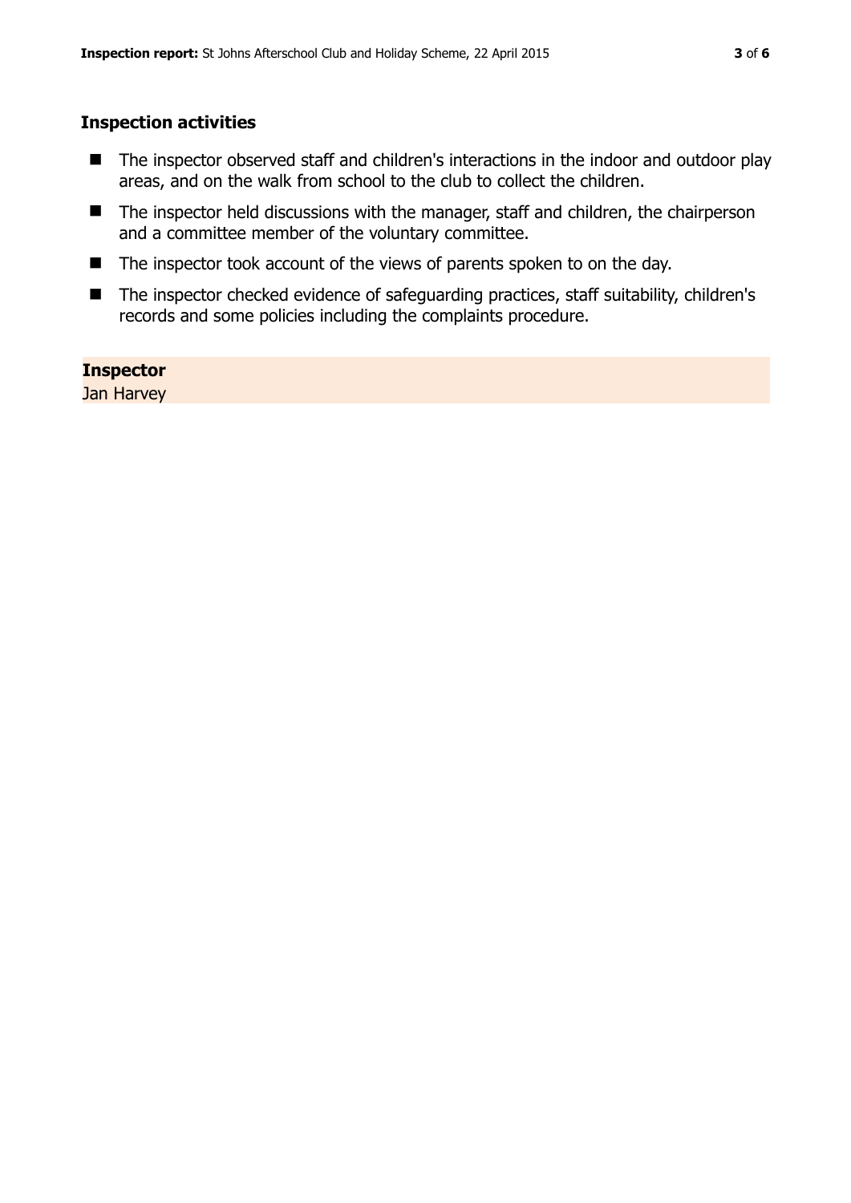## Inspection activities

- The inspector observed staff and children's interactions in the indoor and outdoor play areas, and on the walk from school to the club to collect the children.
- The inspector held discussions with the manager, staff and children, the chairperson and a committee member of the voluntary committee.
- The inspector took account of the views of parents spoken to on the day.
- The inspector checked evidence of safeguarding practices, staff suitability, children's records and some policies including the complaints procedure.

**Inspector**
Jan Harvey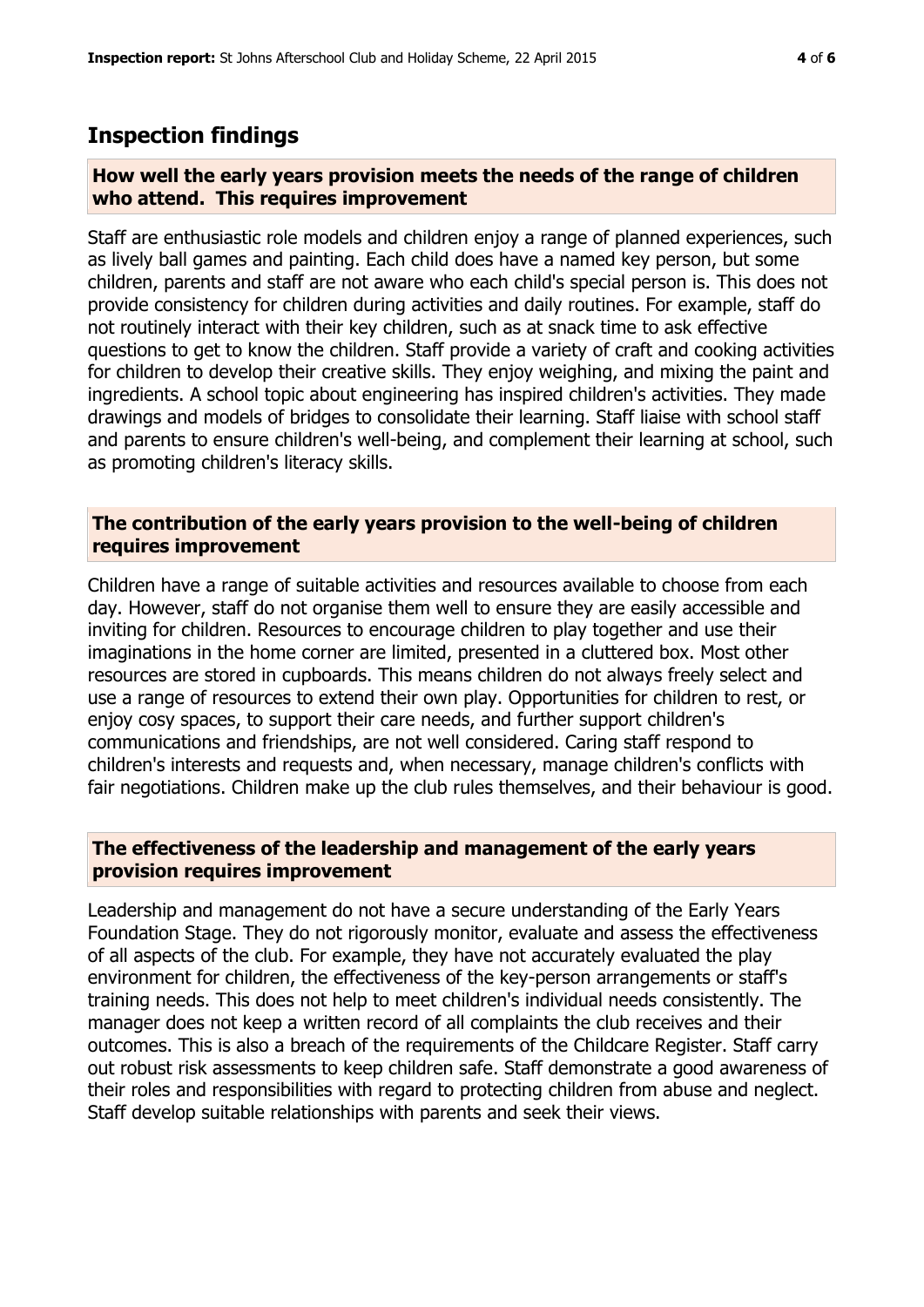## Inspection findings

### How well the early years provision meets the needs of the range of children who attend. This requires improvement

Staff are enthusiastic role models and children enjoy a range of planned experiences, such as lively ball games and painting. Each child does have a named key person, but some children, parents and staff are not aware who each child's special person is. This does not provide consistency for children during activities and daily routines. For example, staff do not routinely interact with their key children, such as at snack time to ask effective questions to get to know the children. Staff provide a variety of craft and cooking activities for children to develop their creative skills. They enjoy weighing, and mixing the paint and ingredients. A school topic about engineering has inspired children's activities. They made drawings and models of bridges to consolidate their learning. Staff liaise with school staff and parents to ensure children's well-being, and complement their learning at school, such as promoting children's literacy skills.

### The contribution of the early years provision to the well-being of children requires improvement

Children have a range of suitable activities and resources available to choose from each day. However, staff do not organise them well to ensure they are easily accessible and inviting for children. Resources to encourage children to play together and use their imaginations in the home corner are limited, presented in a cluttered box. Most other resources are stored in cupboards. This means children do not always freely select and use a range of resources to extend their own play. Opportunities for children to rest, or enjoy cosy spaces, to support their care needs, and further support children's communications and friendships, are not well considered. Caring staff respond to children's interests and requests and, when necessary, manage children's conflicts with fair negotiations. Children make up the club rules themselves, and their behaviour is good.

### The effectiveness of the leadership and management of the early years provision requires improvement

Leadership and management do not have a secure understanding of the Early Years Foundation Stage. They do not rigorously monitor, evaluate and assess the effectiveness of all aspects of the club. For example, they have not accurately evaluated the play environment for children, the effectiveness of the key-person arrangements or staff's training needs. This does not help to meet children's individual needs consistently. The manager does not keep a written record of all complaints the club receives and their outcomes. This is also a breach of the requirements of the Childcare Register. Staff carry out robust risk assessments to keep children safe. Staff demonstrate a good awareness of their roles and responsibilities with regard to protecting children from abuse and neglect. Staff develop suitable relationships with parents and seek their views.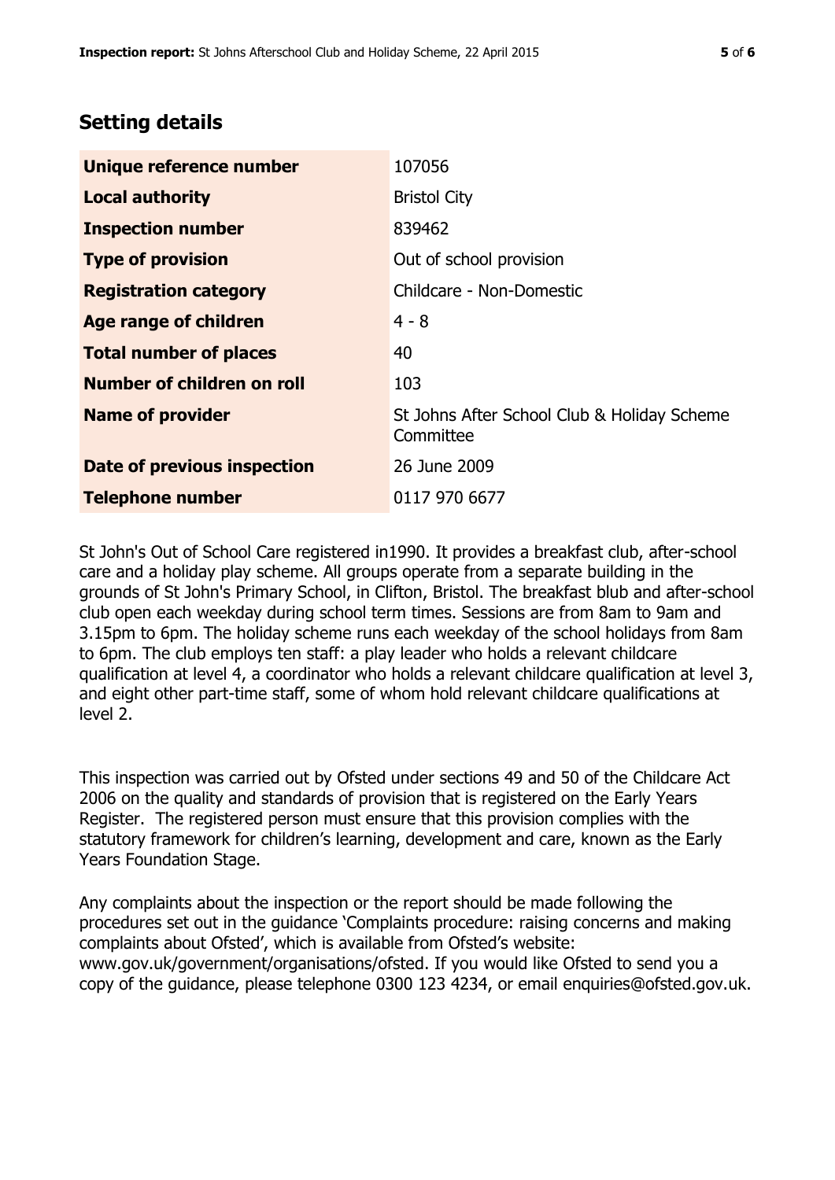## Setting details

| | |
|---|---|
| **Unique reference number** | 107056 |
| **Local authority** | Bristol City |
| **Inspection number** | 839462 |
| **Type of provision** | Out of school provision |
| **Registration category** | Childcare - Non-Domestic |
| **Age range of children** | 4 - 8 |
| **Total number of places** | 40 |
| **Number of children on roll** | 103 |
| **Name of provider** | St Johns After School Club & Holiday Scheme Committee |
| **Date of previous inspection** | 26 June 2009 |
| **Telephone number** | 0117 970 6677 |

St John's Out of School Care registered in1990. It provides a breakfast club, after-school care and a holiday play scheme. All groups operate from a separate building in the grounds of St John's Primary School, in Clifton, Bristol. The breakfast blub and after-school club open each weekday during school term times. Sessions are from 8am to 9am and 3.15pm to 6pm. The holiday scheme runs each weekday of the school holidays from 8am to 6pm. The club employs ten staff: a play leader who holds a relevant childcare qualification at level 4, a coordinator who holds a relevant childcare qualification at level 3, and eight other part-time staff, some of whom hold relevant childcare qualifications at level 2.

This inspection was carried out by Ofsted under sections 49 and 50 of the Childcare Act 2006 on the quality and standards of provision that is registered on the Early Years Register. The registered person must ensure that this provision complies with the statutory framework for children's learning, development and care, known as the Early Years Foundation Stage.

Any complaints about the inspection or the report should be made following the procedures set out in the guidance 'Complaints procedure: raising concerns and making complaints about Ofsted', which is available from Ofsted's website: www.gov.uk/government/organisations/ofsted. If you would like Ofsted to send you a copy of the guidance, please telephone 0300 123 4234, or email enquiries@ofsted.gov.uk.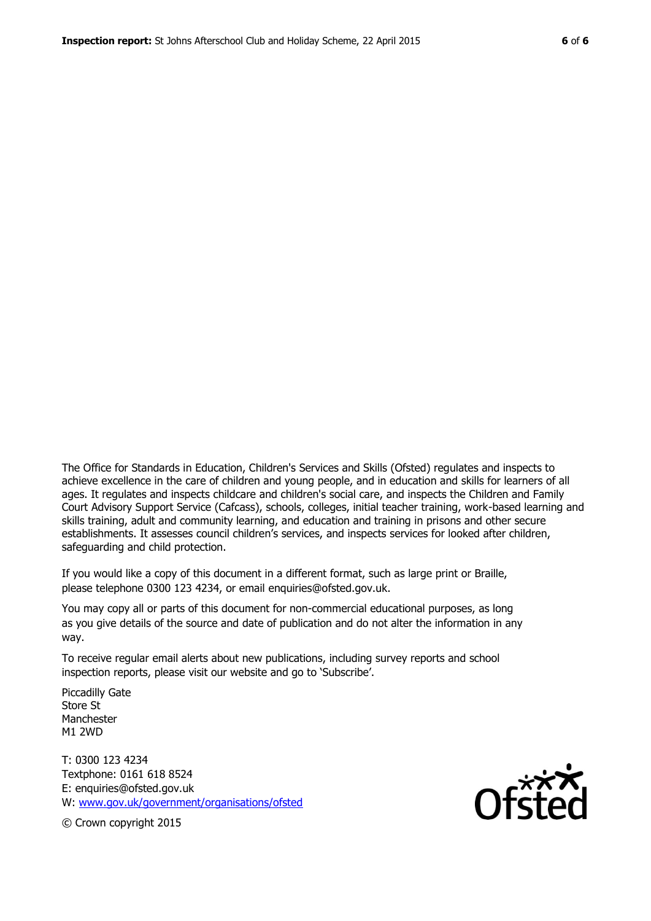The Office for Standards in Education, Children's Services and Skills (Ofsted) regulates and inspects to achieve excellence in the care of children and young people, and in education and skills for learners of all ages. It regulates and inspects childcare and children's social care, and inspects the Children and Family Court Advisory Support Service (Cafcass), schools, colleges, initial teacher training, work-based learning and skills training, adult and community learning, and education and training in prisons and other secure establishments. It assesses council children's services, and inspects services for looked after children, safeguarding and child protection.

If you would like a copy of this document in a different format, such as large print or Braille, please telephone 0300 123 4234, or email enquiries@ofsted.gov.uk.

You may copy all or parts of this document for non-commercial educational purposes, as long as you give details of the source and date of publication and do not alter the information in any way.

To receive regular email alerts about new publications, including survey reports and school inspection reports, please visit our website and go to 'Subscribe'.

Piccadilly Gate
Store St
Manchester
M1 2WD

T: 0300 123 4234
Textphone: 0161 618 8524
E: enquiries@ofsted.gov.uk
W: [www.gov.uk/government/organisations/ofsted](www.gov.uk/government/organisations/ofsted)

© Crown copyright 2015